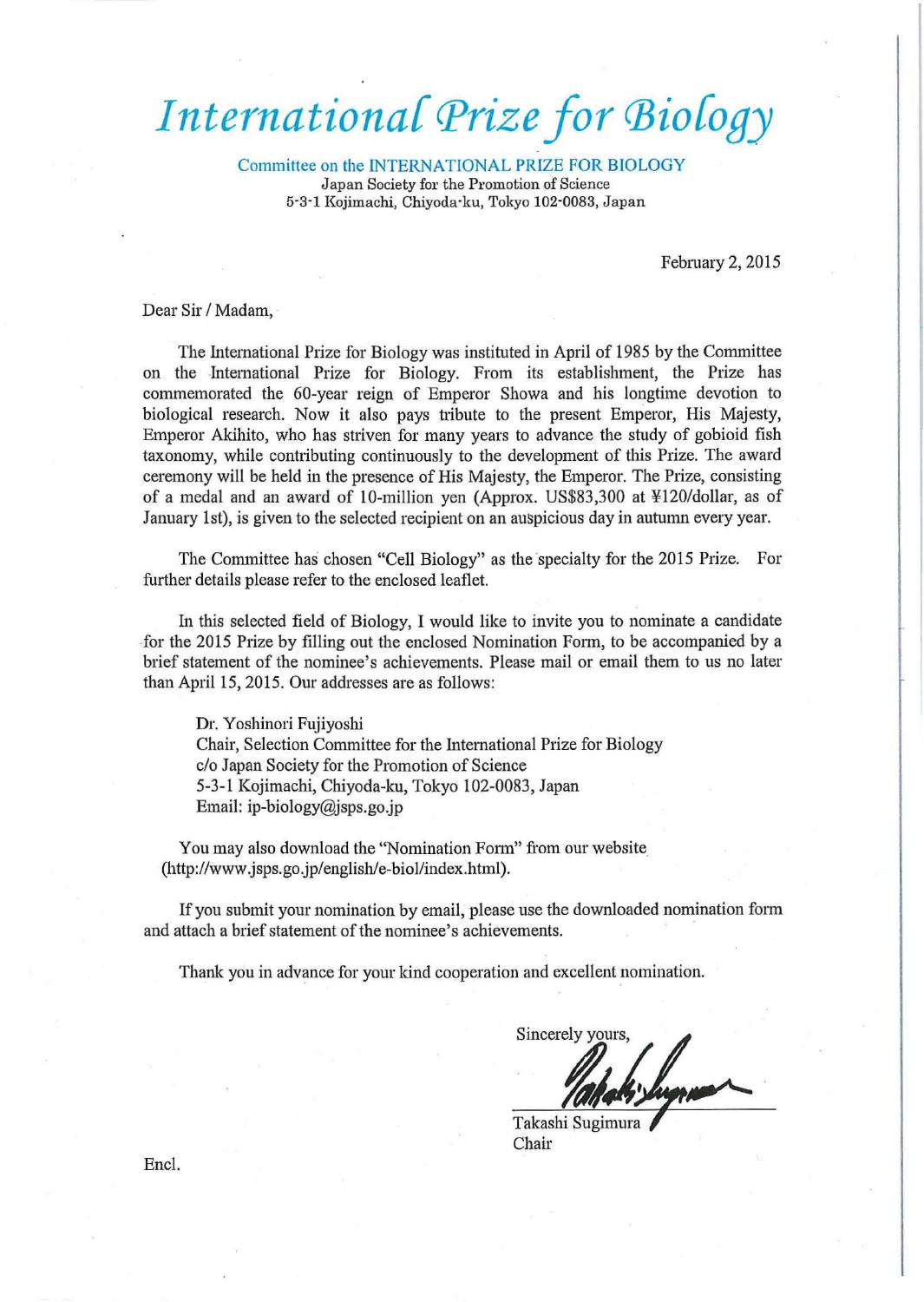# *International Prize for Biology*

Committee on the INTERNATIONAL PRIZE FOR BIOLOGY
Japan Society for the Promotion of Science
5-3-1 Kojimachi, Chiyoda-ku, Tokyo 102-0083, Japan

February 2, 2015

Dear Sir / Madam,

The International Prize for Biology was instituted in April of 1985 by the Committee on the International Prize for Biology. From its establishment, the Prize has commemorated the 60-year reign of Emperor Showa and his longtime devotion to biological research. Now it also pays tribute to the present Emperor, His Majesty, Emperor Akihito, who has striven for many years to advance the study of gobioid fish taxonomy, while contributing continuously to the development of this Prize. The award ceremony will be held in the presence of His Majesty, the Emperor. The Prize, consisting of a medal and an award of 10-million yen (Approx. US$83,300 at ¥120/dollar, as of January 1st), is given to the selected recipient on an auspicious day in autumn every year.

The Committee has chosen "Cell Biology" as the specialty for the 2015 Prize. For further details please refer to the enclosed leaflet.

In this selected field of Biology, I would like to invite you to nominate a candidate for the 2015 Prize by filling out the enclosed Nomination Form, to be accompanied by a brief statement of the nominee's achievements. Please mail or email them to us no later than April 15, 2015. Our addresses are as follows:

Dr. Yoshinori Fujiyoshi
Chair, Selection Committee for the International Prize for Biology
c/o Japan Society for the Promotion of Science
5-3-1 Kojimachi, Chiyoda-ku, Tokyo 102-0083, Japan
Email: ip-biology@jsps.go.jp

You may also download the "Nomination Form" from our website (http://www.jsps.go.jp/english/e-biol/index.html).

If you submit your nomination by email, please use the downloaded nomination form and attach a brief statement of the nominee's achievements.

Thank you in advance for your kind cooperation and excellent nomination.

Sincerely yours,

Takashi Sugimura
Chair

Encl.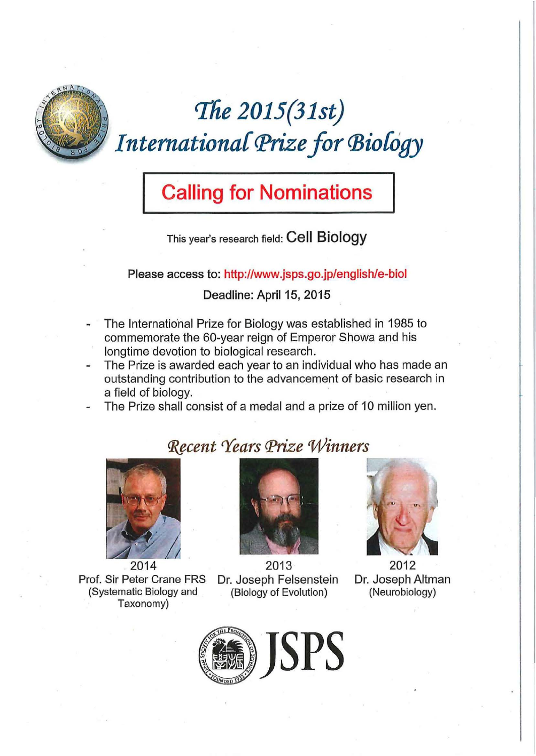# The 2015(31st) International Prize for Biology

## Calling for Nominations

This year's research field: **Cell Biology**

Please access to: http://www.jsps.go.jp/english/e-biol

Deadline: April 15, 2015

- The International Prize for Biology was established in 1985 to commemorate the 60-year reign of Emperor Showa and his longtime devotion to biological research.
- The Prize is awarded each year to an individual who has made an outstanding contribution to the advancement of basic research in a field of biology.
- The Prize shall consist of a medal and a prize of 10 million yen.

## *Recent Years Prize Winners*

2014
Prof. Sir Peter Crane FRS
(Systematic Biology and Taxonomy)

2013
Dr. Joseph Felsenstein
(Biology of Evolution)

2012
Dr. Joseph Altman
(Neurobiology)

JSPS